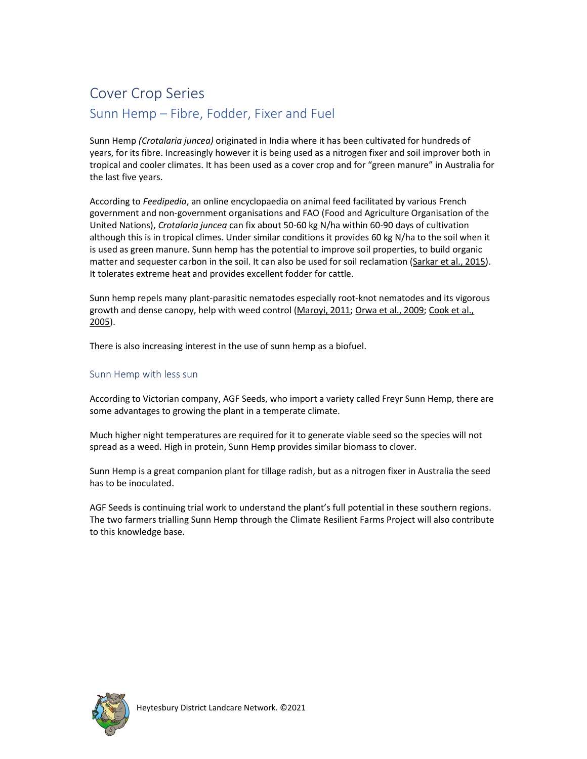# Cover Crop Series

## Sunn Hemp – Fibre, Fodder, Fixer and Fuel

Sunn Hemp *(Crotalaria juncea)* originated in India where it has been cultivated for hundreds of years, for its fibre. Increasingly however it is being used as a nitrogen fixer and soil improver both in tropical and cooler climates. It has been used as a cover crop and for "green manure" in Australia for the last five years.

According to *Feedipedia*, an online encyclopaedia on animal feed facilitated by various French government and non-government organisations and FAO (Food and Agriculture Organisation of the United Nations), *Crotalaria juncea* can fix about 50-60 kg N/ha within 60-90 days of cultivation although this is in tropical climes. Under similar conditions it provides 60 kg N/ha to the soil when it is used as green manure. Sunn hemp has the potential to improve soil properties, to build organic matter and sequester carbon in the soil. It can also be used for soil reclamation (Sarkar et al., 2015). It tolerates extreme heat and provides excellent fodder for cattle.

Sunn hemp repels many plant-parasitic nematodes especially root-knot nematodes and its vigorous growth and dense canopy, help with weed control (Maroyi, 2011; Orwa et al., 2009; Cook et al., 2005).

There is also increasing interest in the use of sunn hemp as a biofuel.

### Sunn Hemp with less sun

According to Victorian company, AGF Seeds, who import a variety called Freyr Sunn Hemp, there are some advantages to growing the plant in a temperate climate.

Much higher night temperatures are required for it to generate viable seed so the species will not spread as a weed. High in protein, Sunn Hemp provides similar biomass to clover.

Sunn Hemp is a great companion plant for tillage radish, but as a nitrogen fixer in Australia the seed has to be inoculated.

AGF Seeds is continuing trial work to understand the plant's full potential in these southern regions. The two farmers trialling Sunn Hemp through the Climate Resilient Farms Project will also contribute to this knowledge base.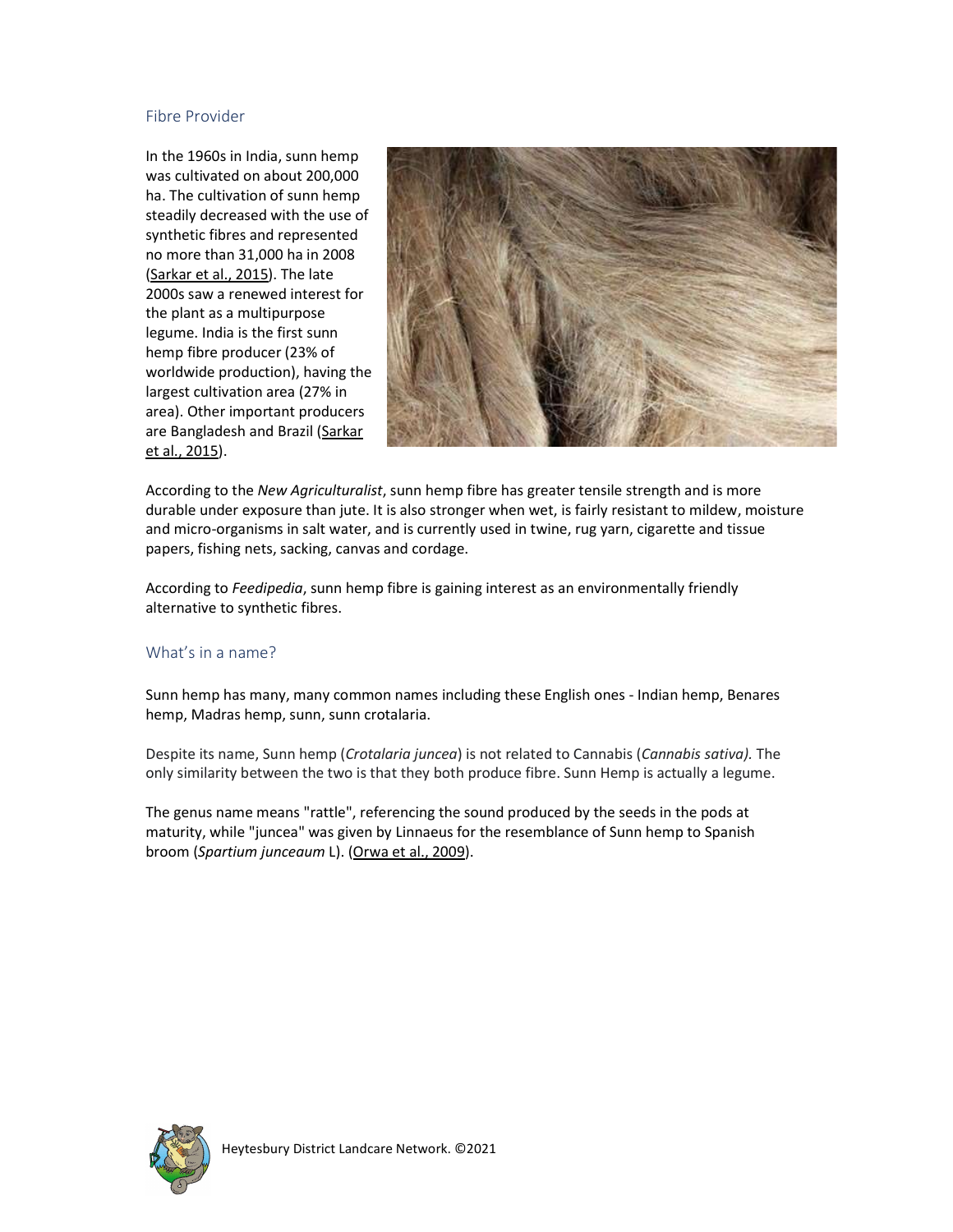## Fibre Provider

In the 1960s in India, sunn hemp was cultivated on about 200,000 ha. The cultivation of sunn hemp steadily decreased with the use of synthetic fibres and represented no more than 31,000 ha in 2008 (Sarkar et al., 2015). The late 2000s saw a renewed interest for the plant as a multipurpose legume. India is the first sunn hemp fibre producer (23% of worldwide production), having the largest cultivation area (27% in area). Other important producers are Bangladesh and Brazil (Sarkar et al., 2015).

According to the *New Agriculturalist*, sunn hemp fibre has greater tensile strength and is more durable under exposure than jute. It is also stronger when wet, is fairly resistant to mildew, moisture and micro-organisms in salt water, and is currently used in twine, rug yarn, cigarette and tissue papers, fishing nets, sacking, canvas and cordage.

According to *Feedipedia*, sunn hemp fibre is gaining interest as an environmentally friendly alternative to synthetic fibres.

## What's in a name?

Sunn hemp has many, many common names including these English ones - Indian hemp, Benares hemp, Madras hemp, sunn, sunn crotalaria.

Despite its name, Sunn hemp (*Crotalaria juncea*) is not related to Cannabis (*Cannabis sativa).* The only similarity between the two is that they both produce fibre. Sunn Hemp is actually a legume.

The genus name means "rattle", referencing the sound produced by the seeds in the pods at maturity, while "juncea" was given by Linnaeus for the resemblance of Sunn hemp to Spanish broom (*Spartium junceaum* L). (Orwa et al., 2009).

Heytesbury District Landcare Network. ©2021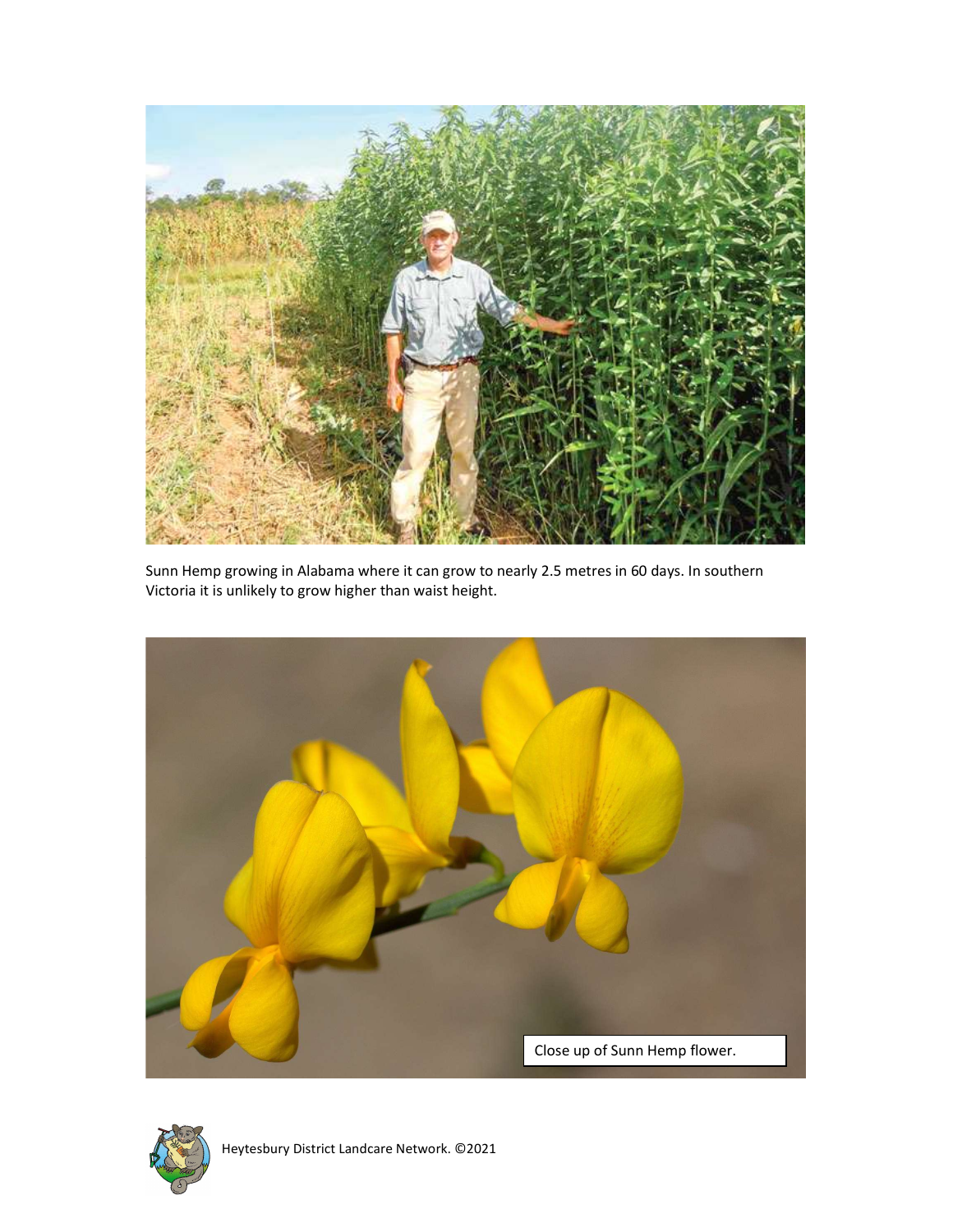Sunn Hemp growing in Alabama where it can grow to nearly 2.5 metres in 60 days. In southern Victoria it is unlikely to grow higher than waist height.

Close up of Sunn Hemp flower.

Heytesbury District Landcare Network. ©2021